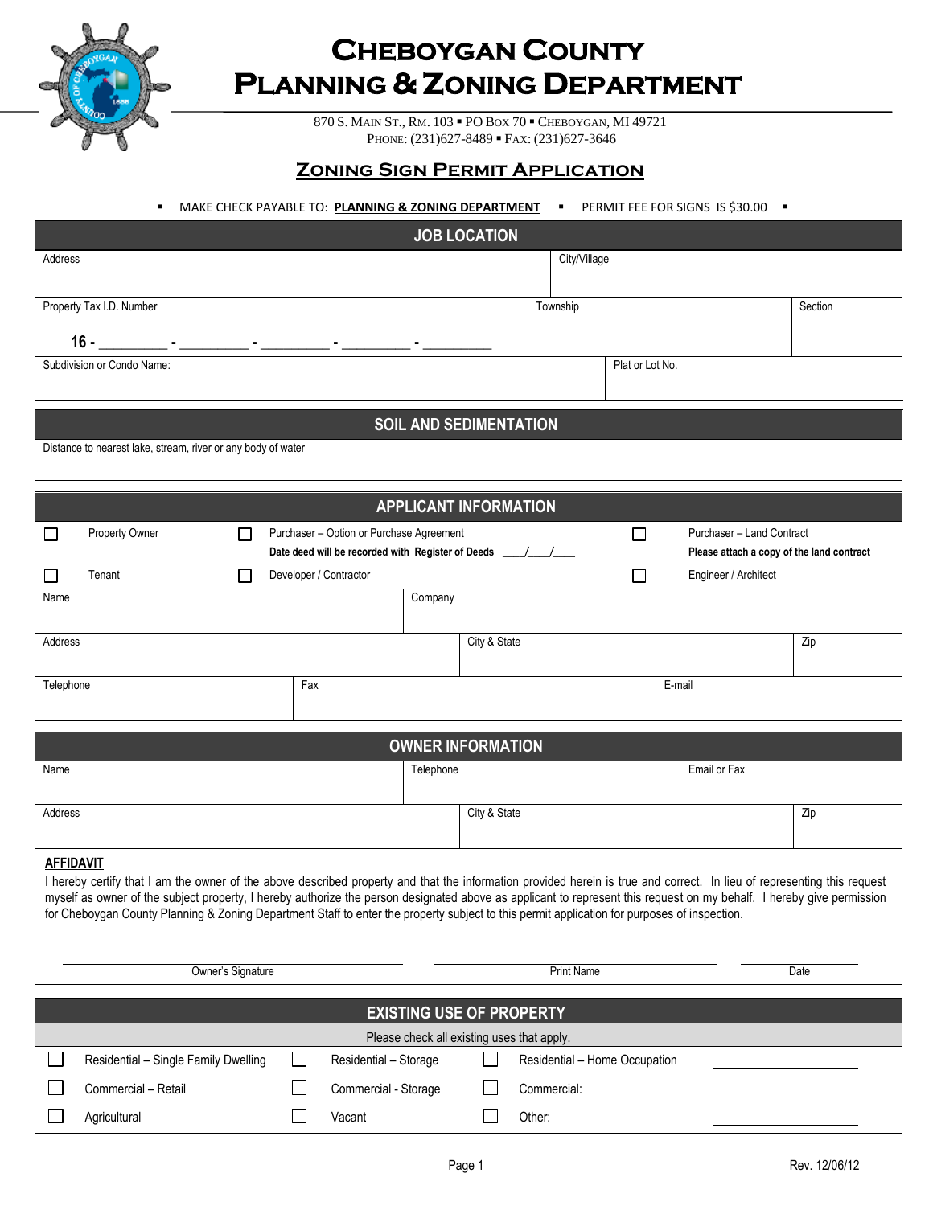# Cheboygan County Planning & Zoning Department

870 S. Main St., Rm. 103 ▪ PO Box 70 ▪ Cheboygan, MI 49721
Phone: (231)627-8489 ▪ Fax: (231)627-3646

## Zoning Sign Permit Application

▪ MAKE CHECK PAYABLE TO: **PLANNING & ZONING DEPARTMENT** ▪ PERMIT FEE FOR SIGNS IS $30.00 ▪

### JOB LOCATION

| Address | | City/Village |
|---|---|---|
| Property Tax I.D. Number<br>**16 -** ________ - ________ - ________ - ________ - ________ | Township | Section |
| Subdivision or Condo Name: | | Plat or Lot No. |

### SOIL AND SEDIMENTATION

Distance to nearest lake, stream, river or any body of water

### APPLICANT INFORMATION

☐ Property Owner
☐ Purchaser – Option or Purchase Agreement — **Date deed will be recorded with Register of Deeds ___/___/___**
☐ Purchaser – Land Contract — **Please attach a copy of the land contract**
☐ Tenant
☐ Developer / Contractor
☐ Engineer / Architect

| Name | Company | |
|---|---|---|
| Address | City & State | Zip |
| Telephone | Fax | E-mail |

### OWNER INFORMATION

| Name | Telephone | Email or Fax |
|---|---|---|
| Address | City & State | Zip |

**AFFIDAVIT**

I hereby certify that I am the owner of the above described property and that the information provided herein is true and correct. In lieu of representing this request myself as owner of the subject property, I hereby authorize the person designated above as applicant to represent this request on my behalf. I hereby give permission for Cheboygan County Planning & Zoning Department Staff to enter the property subject to this permit application for purposes of inspection.

______________________ Owner's Signature ______________________ Print Name ____________ Date

### EXISTING USE OF PROPERTY

Please check all existing uses that apply.

| | | | |
|---|---|---|---|
| ☐ Residential – Single Family Dwelling | ☐ Residential – Storage | ☐ Residential – Home Occupation | ________ |
| ☐ Commercial – Retail | ☐ Commercial - Storage | ☐ Commercial: | ________ |
| ☐ Agricultural | ☐ Vacant | ☐ Other: | ________ |

Rev. 12/06/12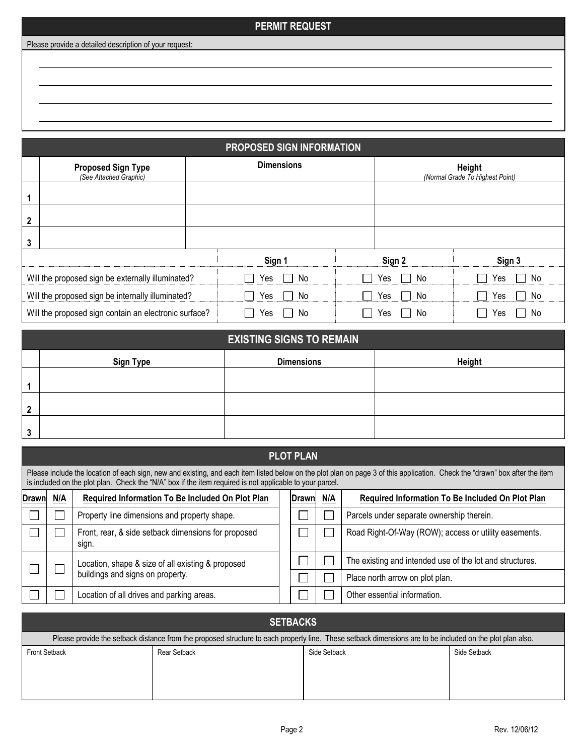## PERMIT REQUEST

Please provide a detailed description of your request:

## PROPOSED SIGN INFORMATION

| | Proposed Sign Type *(See Attached Graphic)* | Dimensions | Height *(Normal Grade To Highest Point)* |
|---|---|---|---|
| 1 | | | |
| 2 | | | |
| 3 | | | |

| | Sign 1 | Sign 2 | Sign 3 |
|---|---|---|---|
| Will the proposed sign be externally illuminated? | ☐ Yes ☐ No | ☐ Yes ☐ No | ☐ Yes ☐ No |
| Will the proposed sign be internally illuminated? | ☐ Yes ☐ No | ☐ Yes ☐ No | ☐ Yes ☐ No |
| Will the proposed sign contain an electronic surface? | ☐ Yes ☐ No | ☐ Yes ☐ No | ☐ Yes ☐ No |

## EXISTING SIGNS TO REMAIN

| | Sign Type | Dimensions | Height |
|---|---|---|---|
| 1 | | | |
| 2 | | | |
| 3 | | | |

## PLOT PLAN

Please include the location of each sign, new and existing, and each item listed below on the plot plan on page 3 of this application. Check the "drawn" box after the item is included on the plot plan. Check the "N/A" box if the item required is not applicable to your parcel.

| Drawn | N/A | Required Information To Be Included On Plot Plan |
|---|---|---|
| ☐ | ☐ | Property line dimensions and property shape. |
| ☐ | ☐ | Front, rear, & side setback dimensions for proposed sign. |
| ☐ | ☐ | Location, shape & size of all existing & proposed buildings and signs on property. |
| ☐ | ☐ | Location of all drives and parking areas. |
| ☐ | ☐ | Parcels under separate ownership therein. |
| ☐ | ☐ | Road Right-Of-Way (ROW); access or utility easements. |
| ☐ | ☐ | The existing and intended use of the lot and structures. |
| ☐ | ☐ | Place north arrow on plot plan. |
| ☐ | ☐ | Other essential information. |

## SETBACKS

Please provide the setback distance from the proposed structure to each property line. These setback dimensions are to be included on the plot plan also.

| Front Setback | Rear Setback | Side Setback | Side Setback |
|---|---|---|---|
| | | | |

Rev. 12/06/12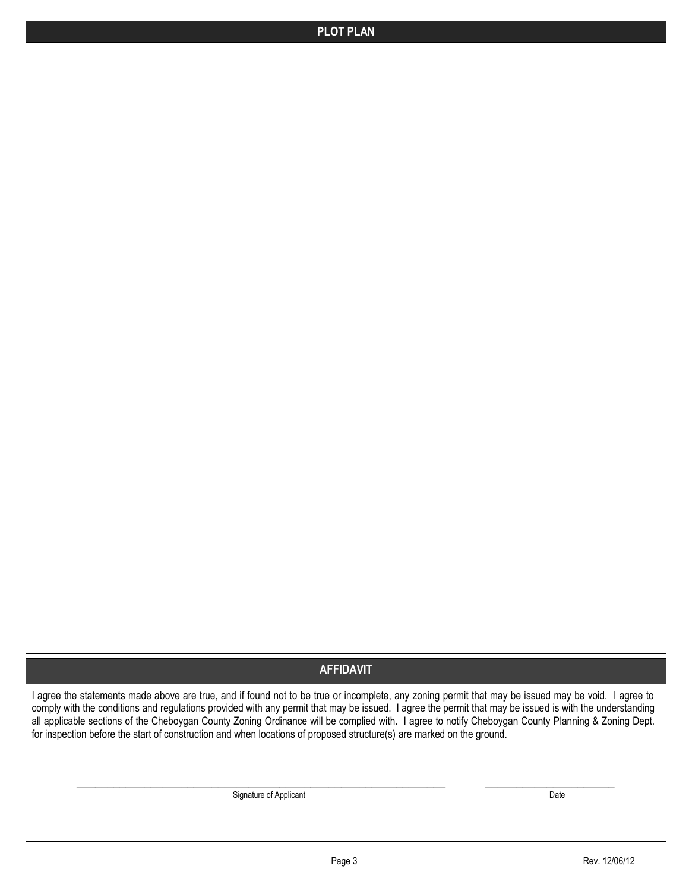## PLOT PLAN

## AFFIDAVIT

I agree the statements made above are true, and if found not to be true or incomplete, any zoning permit that may be issued may be void. I agree to comply with the conditions and regulations provided with any permit that may be issued. I agree the permit that may be issued is with the understanding all applicable sections of the Cheboygan County Zoning Ordinance will be complied with. I agree to notify Cheboygan County Planning & Zoning Dept. for inspection before the start of construction and when locations of proposed structure(s) are marked on the ground.

\_\_\_\_\_\_\_\_\_\_\_\_\_\_\_\_\_\_\_\_\_\_\_\_\_\_\_\_\_\_\_\_\_\_\_\_\_\_\_\_\_\_\_\_\_\_ \_\_\_\_\_\_\_\_\_\_\_\_\_\_\_\_\_\_\_\_

Signature of Applicant Date

Rev. 12/06/12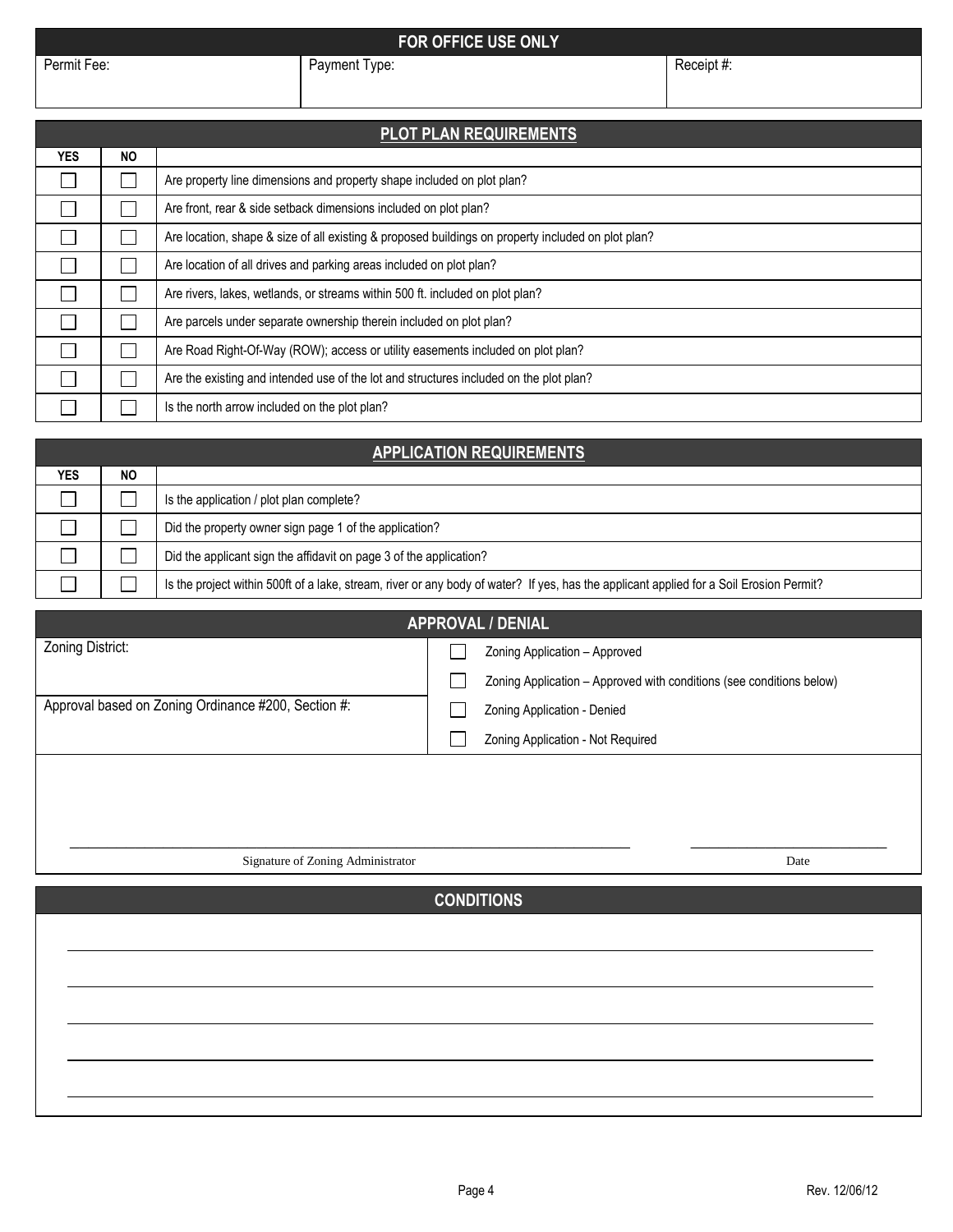## FOR OFFICE USE ONLY

| Permit Fee: | Payment Type: | Receipt #: |
|---|---|---|
| | | |

## PLOT PLAN REQUIREMENTS

| YES | NO | |
|---|---|---|
| ☐ | ☐ | Are property line dimensions and property shape included on plot plan? |
| ☐ | ☐ | Are front, rear & side setback dimensions included on plot plan? |
| ☐ | ☐ | Are location, shape & size of all existing & proposed buildings on property included on plot plan? |
| ☐ | ☐ | Are location of all drives and parking areas included on plot plan? |
| ☐ | ☐ | Are rivers, lakes, wetlands, or streams within 500 ft. included on plot plan? |
| ☐ | ☐ | Are parcels under separate ownership therein included on plot plan? |
| ☐ | ☐ | Are Road Right-Of-Way (ROW); access or utility easements included on plot plan? |
| ☐ | ☐ | Are the existing and intended use of the lot and structures included on the plot plan? |
| ☐ | ☐ | Is the north arrow included on the plot plan? |

## APPLICATION REQUIREMENTS

| YES | NO | |
|---|---|---|
| ☐ | ☐ | Is the application / plot plan complete? |
| ☐ | ☐ | Did the property owner sign page 1 of the application? |
| ☐ | ☐ | Did the applicant sign the affidavit on page 3 of the application? |
| ☐ | ☐ | Is the project within 500ft of a lake, stream, river or any body of water? If yes, has the applicant applied for a Soil Erosion Permit? |

## APPROVAL / DENIAL

| | |
|---|---|
| Zoning District: | ☐ Zoning Application – Approved<br>☐ Zoning Application – Approved with conditions (see conditions below) |
| Approval based on Zoning Ordinance #200, Section #: | ☐ Zoning Application - Denied<br>☐ Zoning Application - Not Required |

\_\_\_\_\_\_\_\_\_\_\_\_\_\_\_\_\_\_\_\_\_\_\_\_\_\_\_\_\_\_\_\_\_\_\_\_\_\_\_\_ \_\_\_\_\_\_\_\_\_\_\_\_\_\_\_\_\_\_\_\_

Signature of Zoning Administrator Date

## CONDITIONS

\_\_\_\_\_\_\_\_\_\_\_\_\_\_\_\_\_\_\_\_\_\_\_\_\_\_\_\_\_\_\_\_\_\_\_\_\_\_\_\_\_\_\_\_\_\_\_\_\_\_\_\_\_\_\_\_\_\_

\_\_\_\_\_\_\_\_\_\_\_\_\_\_\_\_\_\_\_\_\_\_\_\_\_\_\_\_\_\_\_\_\_\_\_\_\_\_\_\_\_\_\_\_\_\_\_\_\_\_\_\_\_\_\_\_\_\_

\_\_\_\_\_\_\_\_\_\_\_\_\_\_\_\_\_\_\_\_\_\_\_\_\_\_\_\_\_\_\_\_\_\_\_\_\_\_\_\_\_\_\_\_\_\_\_\_\_\_\_\_\_\_\_\_\_\_

\_\_\_\_\_\_\_\_\_\_\_\_\_\_\_\_\_\_\_\_\_\_\_\_\_\_\_\_\_\_\_\_\_\_\_\_\_\_\_\_\_\_\_\_\_\_\_\_\_\_\_\_\_\_\_\_\_\_

\_\_\_\_\_\_\_\_\_\_\_\_\_\_\_\_\_\_\_\_\_\_\_\_\_\_\_\_\_\_\_\_\_\_\_\_\_\_\_\_\_\_\_\_\_\_\_\_\_\_\_\_\_\_\_\_\_\_

Rev. 12/06/12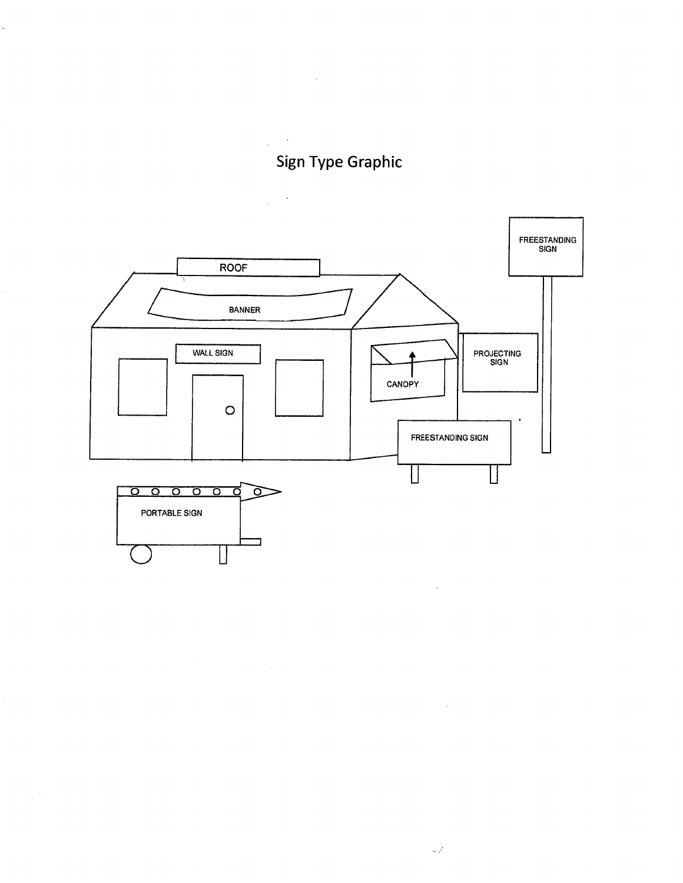# Sign Type Graphic

ROOF

BANNER

WALL SIGN

CANOPY

PROJECTING SIGN

FREESTANDING SIGN

FREESTANDING SIGN

PORTABLE SIGN